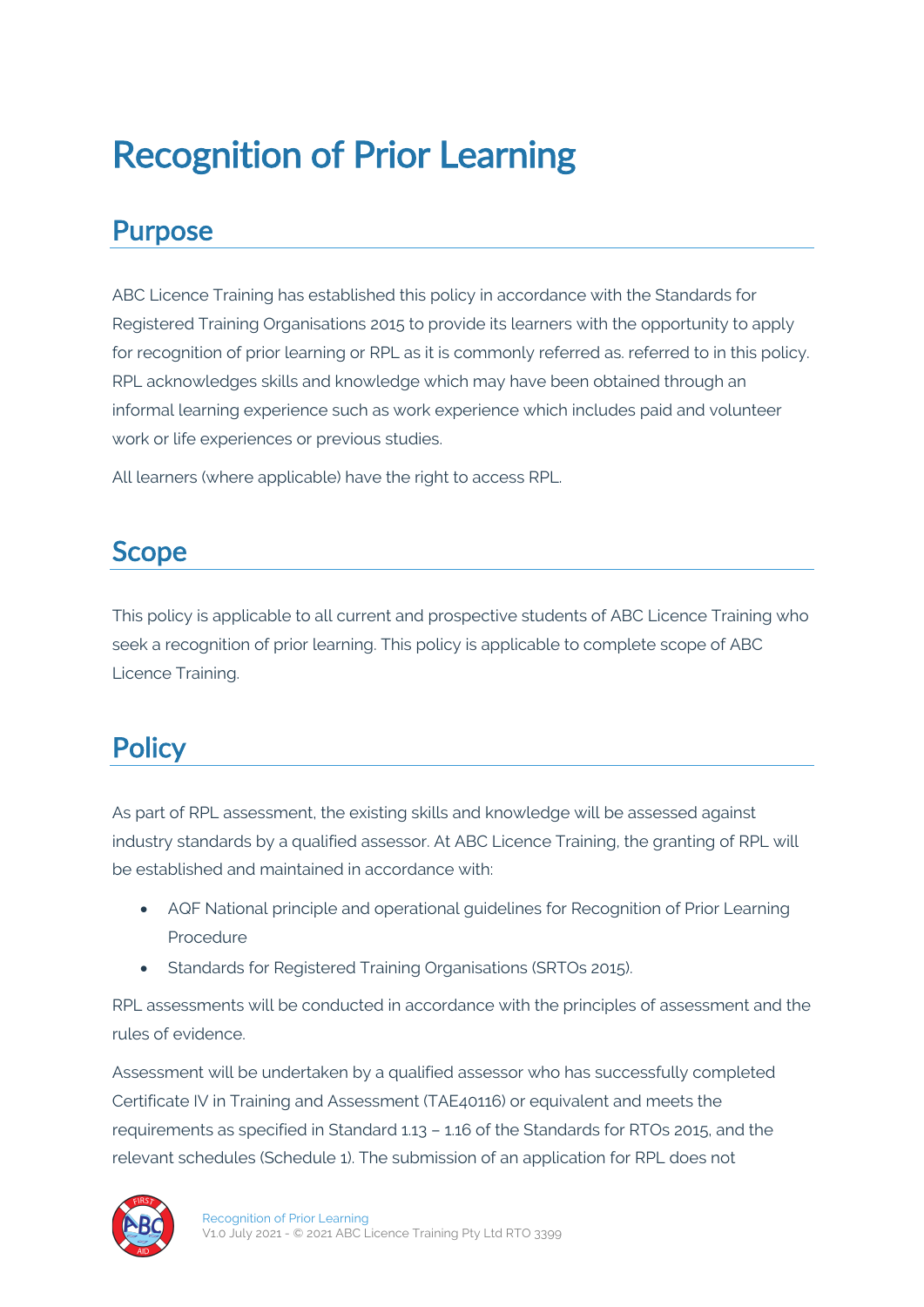# Recognition of Prior Learning

## Purpose

ABC Licence Training has established this policy in accordance with the Standards for Registered Training Organisations 2015 to provide its learners with the opportunity to apply for recognition of prior learning or RPL as it is commonly referred as. referred to in this policy. RPL acknowledges skills and knowledge which may have been obtained through an informal learning experience such as work experience which includes paid and volunteer work or life experiences or previous studies.

All learners (where applicable) have the right to access RPL.

## Scope

This policy is applicable to all current and prospective students of ABC Licence Training who seek a recognition of prior learning. This policy is applicable to complete scope of ABC Licence Training.

## Policy

As part of RPL assessment, the existing skills and knowledge will be assessed against industry standards by a qualified assessor. At ABC Licence Training, the granting of RPL will be established and maintained in accordance with:

- AQF National principle and operational guidelines for Recognition of Prior Learning Procedure
- Standards for Registered Training Organisations (SRTOs 2015).

RPL assessments will be conducted in accordance with the principles of assessment and the rules of evidence.

Assessment will be undertaken by a qualified assessor who has successfully completed Certificate IV in Training and Assessment (TAE40116) or equivalent and meets the requirements as specified in Standard 1.13 – 1.16 of the Standards for RTOs 2015, and the relevant schedules (Schedule 1). The submission of an application for RPL does not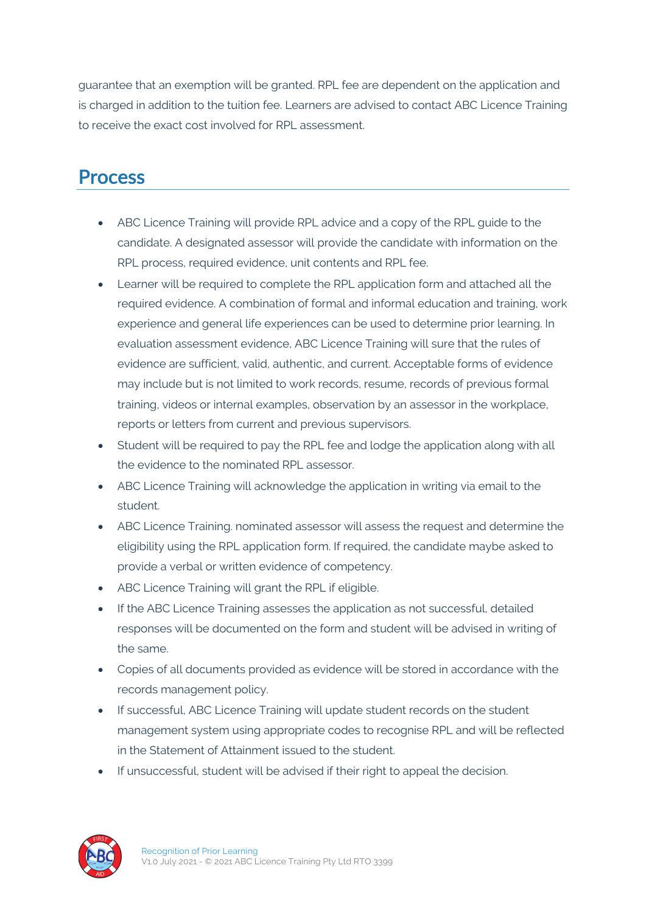guarantee that an exemption will be granted. RPL fee are dependent on the application and is charged in addition to the tuition fee. Learners are advised to contact ABC Licence Training to receive the exact cost involved for RPL assessment.

## Process

- ABC Licence Training will provide RPL advice and a copy of the RPL guide to the candidate. A designated assessor will provide the candidate with information on the RPL process, required evidence, unit contents and RPL fee.
- Learner will be required to complete the RPL application form and attached all the required evidence. A combination of formal and informal education and training, work experience and general life experiences can be used to determine prior learning. In evaluation assessment evidence, ABC Licence Training will sure that the rules of evidence are sufficient, valid, authentic, and current. Acceptable forms of evidence may include but is not limited to work records, resume, records of previous formal training, videos or internal examples, observation by an assessor in the workplace, reports or letters from current and previous supervisors.
- Student will be required to pay the RPL fee and lodge the application along with all the evidence to the nominated RPL assessor.
- ABC Licence Training will acknowledge the application in writing via email to the student.
- ABC Licence Training. nominated assessor will assess the request and determine the eligibility using the RPL application form. If required, the candidate maybe asked to provide a verbal or written evidence of competency.
- ABC Licence Training will grant the RPL if eligible.
- If the ABC Licence Training assesses the application as not successful, detailed responses will be documented on the form and student will be advised in writing of the same.
- Copies of all documents provided as evidence will be stored in accordance with the records management policy.
- If successful, ABC Licence Training will update student records on the student management system using appropriate codes to recognise RPL and will be reflected in the Statement of Attainment issued to the student.
- If unsuccessful, student will be advised if their right to appeal the decision.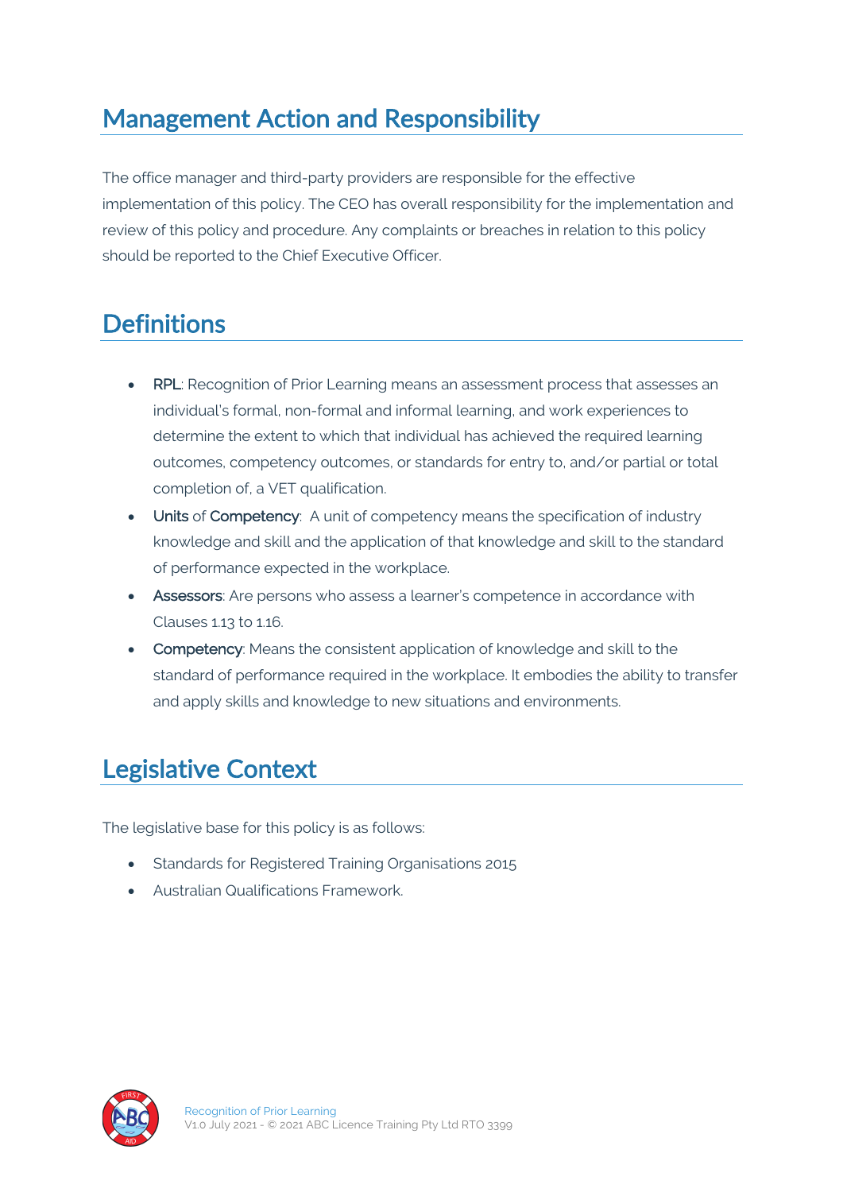## Management Action and Responsibility

The office manager and third-party providers are responsible for the effective implementation of this policy. The CEO has overall responsibility for the implementation and review of this policy and procedure. Any complaints or breaches in relation to this policy should be reported to the Chief Executive Officer.

## Definitions

- RPL: Recognition of Prior Learning means an assessment process that assesses an individual's formal, non-formal and informal learning, and work experiences to determine the extent to which that individual has achieved the required learning outcomes, competency outcomes, or standards for entry to, and/or partial or total completion of, a VET qualification.
- Units of Competency: A unit of competency means the specification of industry knowledge and skill and the application of that knowledge and skill to the standard of performance expected in the workplace.
- Assessors: Are persons who assess a learner's competence in accordance with Clauses 1.13 to 1.16.
- Competency: Means the consistent application of knowledge and skill to the standard of performance required in the workplace. It embodies the ability to transfer and apply skills and knowledge to new situations and environments.

## Legislative Context

The legislative base for this policy is as follows:

- Standards for Registered Training Organisations 2015
- Australian Qualifications Framework.